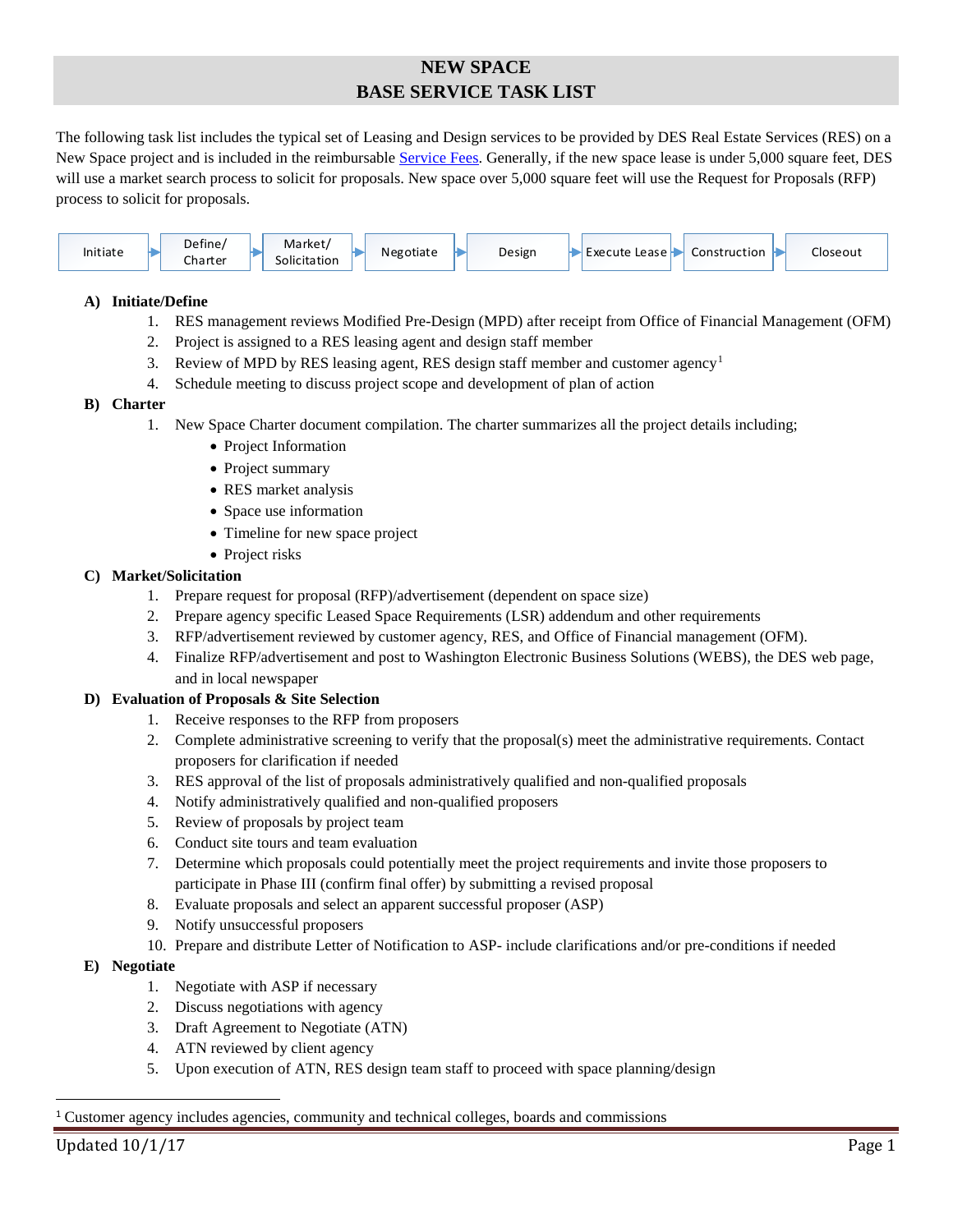# NEW SPACE
# BASE SERVICE TASK LIST

The following task list includes the typical set of Leasing and Design services to be provided by DES Real Estate Services (RES) on a New Space project and is included in the reimbursable Service Fees. Generally, if the new space lease is under 5,000 square feet, DES will use a market search process to solicit for proposals. New space over 5,000 square feet will use the Request for Proposals (RFP) process to solicit for proposals.

Initiate → Define/ Charter → Market/ Solicitation → Negotiate → Design → Execute Lease → Construction → Closeout

**A) Initiate/Define**

1. RES management reviews Modified Pre-Design (MPD) after receipt from Office of Financial Management (OFM)
2. Project is assigned to a RES leasing agent and design staff member
3. Review of MPD by RES leasing agent, RES design staff member and customer agency[1]
4. Schedule meeting to discuss project scope and development of plan of action

**B) Charter**

1. New Space Charter document compilation. The charter summarizes all the project details including;
   - Project Information
   - Project summary
   - RES market analysis
   - Space use information
   - Timeline for new space project
   - Project risks

**C) Market/Solicitation**

1. Prepare request for proposal (RFP)/advertisement (dependent on space size)
2. Prepare agency specific Leased Space Requirements (LSR) addendum and other requirements
3. RFP/advertisement reviewed by customer agency, RES, and Office of Financial management (OFM).
4. Finalize RFP/advertisement and post to Washington Electronic Business Solutions (WEBS), the DES web page, and in local newspaper

**D) Evaluation of Proposals & Site Selection**

1. Receive responses to the RFP from proposers
2. Complete administrative screening to verify that the proposal(s) meet the administrative requirements. Contact proposers for clarification if needed
3. RES approval of the list of proposals administratively qualified and non-qualified proposals
4. Notify administratively qualified and non-qualified proposers
5. Review of proposals by project team
6. Conduct site tours and team evaluation
7. Determine which proposals could potentially meet the project requirements and invite those proposers to participate in Phase III (confirm final offer) by submitting a revised proposal
8. Evaluate proposals and select an apparent successful proposer (ASP)
9. Notify unsuccessful proposers
10. Prepare and distribute Letter of Notification to ASP- include clarifications and/or pre-conditions if needed

**E) Negotiate**

1. Negotiate with ASP if necessary
2. Discuss negotiations with agency
3. Draft Agreement to Negotiate (ATN)
4. ATN reviewed by client agency
5. Upon execution of ATN, RES design team staff to proceed with space planning/design

[1] Customer agency includes agencies, community and technical colleges, boards and commissions

Updated 10/1/17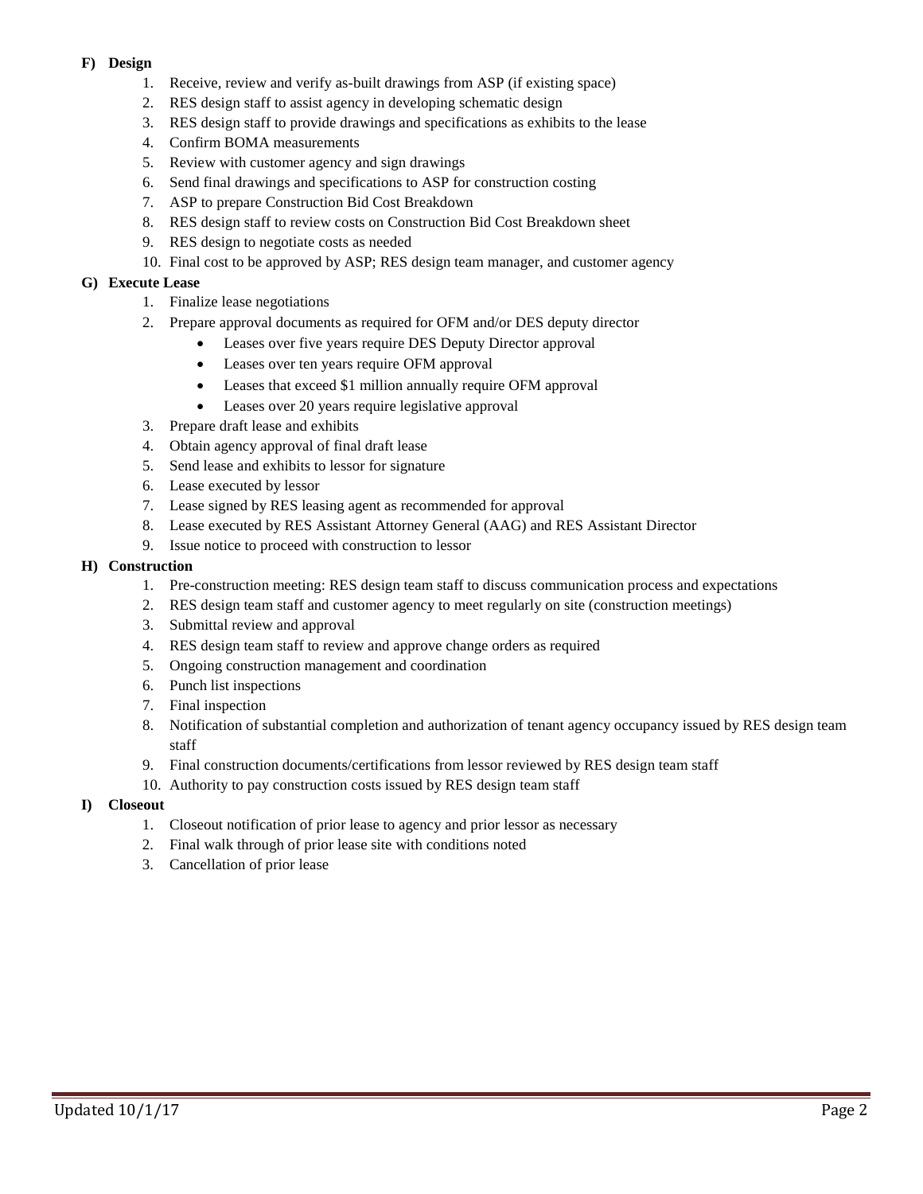**F) Design**

1. Receive, review and verify as-built drawings from ASP (if existing space)
2. RES design staff to assist agency in developing schematic design
3. RES design staff to provide drawings and specifications as exhibits to the lease
4. Confirm BOMA measurements
5. Review with customer agency and sign drawings
6. Send final drawings and specifications to ASP for construction costing
7. ASP to prepare Construction Bid Cost Breakdown
8. RES design staff to review costs on Construction Bid Cost Breakdown sheet
9. RES design to negotiate costs as needed
10. Final cost to be approved by ASP; RES design team manager, and customer agency

**G) Execute Lease**

1. Finalize lease negotiations
2. Prepare approval documents as required for OFM and/or DES deputy director
   - Leases over five years require DES Deputy Director approval
   - Leases over ten years require OFM approval
   - Leases that exceed $1 million annually require OFM approval
   - Leases over 20 years require legislative approval
3. Prepare draft lease and exhibits
4. Obtain agency approval of final draft lease
5. Send lease and exhibits to lessor for signature
6. Lease executed by lessor
7. Lease signed by RES leasing agent as recommended for approval
8. Lease executed by RES Assistant Attorney General (AAG) and RES Assistant Director
9. Issue notice to proceed with construction to lessor

**H) Construction**

1. Pre-construction meeting: RES design team staff to discuss communication process and expectations
2. RES design team staff and customer agency to meet regularly on site (construction meetings)
3. Submittal review and approval
4. RES design team staff to review and approve change orders as required
5. Ongoing construction management and coordination
6. Punch list inspections
7. Final inspection
8. Notification of substantial completion and authorization of tenant agency occupancy issued by RES design team staff
9. Final construction documents/certifications from lessor reviewed by RES design team staff
10. Authority to pay construction costs issued by RES design team staff

**I) Closeout**

1. Closeout notification of prior lease to agency and prior lessor as necessary
2. Final walk through of prior lease site with conditions noted
3. Cancellation of prior lease

Updated 10/1/17